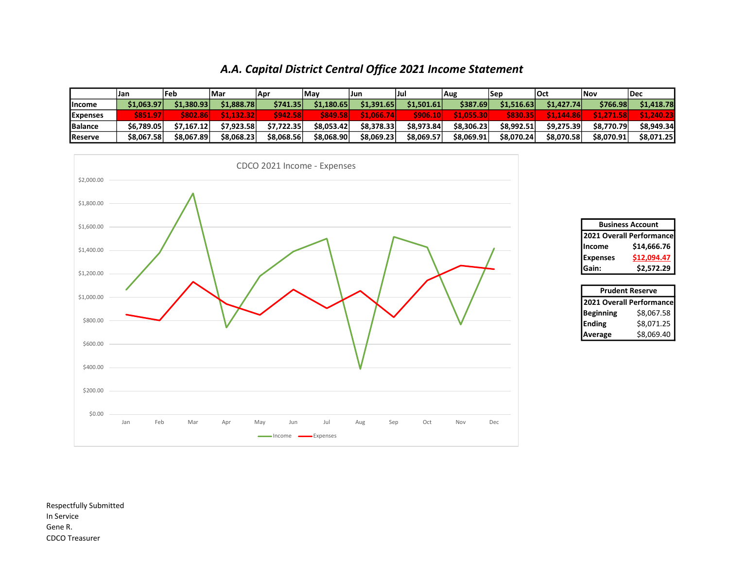# A.A. Capital District Central Office 2021 Income Statement

| | Jan | Feb | Mar | Apr | May | Jun | Jul | Aug | Sep | Oct | Nov | Dec |
|---|---|---|---|---|---|---|---|---|---|---|---|---|
| **Income** | $1,063.97 | $1,380.93 | $1,888.78 | $741.35 | $1,180.65 | $1,391.65 | $1,501.61 | $387.69 | $1,516.63 | $1,427.74 | $766.98 | $1,418.78 |
| **Expenses** | $851.97 | $802.86 | $1,132.32 | $942.58 | $849.58 | $1,066.74 | $906.10 | $1,055.30 | $830.35 | $1,144.86 | $1,271.58 | $1,240.23 |
| **Balance** | $6,789.05 | $7,167.12 | $7,923.58 | $7,722.35 | $8,053.42 | $8,378.33 | $8,973.84 | $8,306.23 | $8,992.51 | $9,275.39 | $8,770.79 | $8,949.34 |
| **Reserve** | $8,067.58 | $8,067.89 | $8,068.23 | $8,068.56 | $8,068.90 | $8,069.23 | $8,069.57 | $8,069.91 | $8,070.24 | $8,070.58 | $8,070.91 | $8,071.25 |

CDCO 2021 Income - Expenses

| Business Account | |
|---|---|
| **2021 Overall Performance** | |
| **Income** | **$14,666.76** |
| **Expenses** | **$12,094.47** |
| **Gain:** | **$2,572.29** |

| Prudent Reserve | |
|---|---|
| **2021 Overall Performance** | |
| **Beginning** | $8,067.58 |
| **Ending** | $8,071.25 |
| **Average** | $8,069.40 |

Respectfully Submitted
In Service
Gene R.
CDCO Treasurer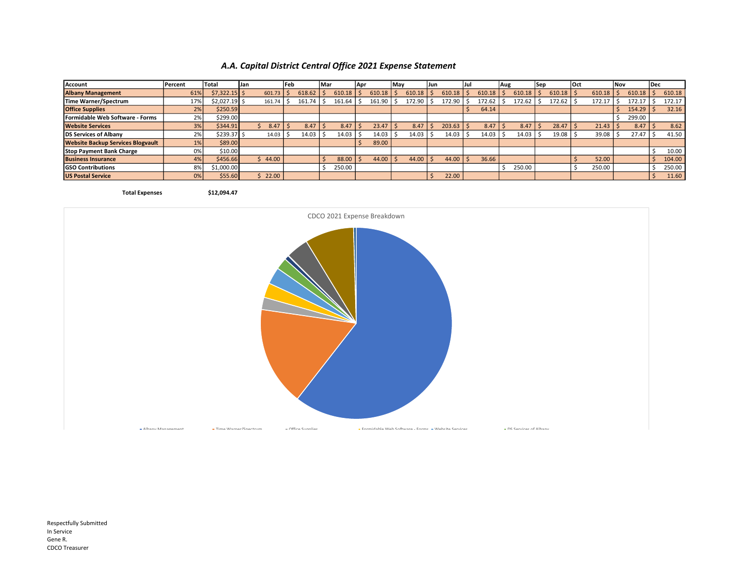## *A.A. Capital District Central Office 2021 Expense Statement*

| Account | Percent | Total | Jan | Feb | Mar | Apr | May | Jun | Jul | Aug | Sep | Oct | Nov | Dec |
|---|---|---|---|---|---|---|---|---|---|---|---|---|---|---|
| **Albany Management** | 61% | $7,322.15 | $ 601.73 | $ 618.62 | $ 610.18 | $ 610.18 | $ 610.18 | $ 610.18 | $ 610.18 | $ 610.18 | $ 610.18 | $ 610.18 | $ 610.18 | $ 610.18 |
| **Time Warner/Spectrum** | 17% | $2,027.19 | $ 161.74 | $ 161.74 | $ 161.64 | $ 161.90 | $ 172.90 | $ 172.90 | $ 172.62 | $ 172.62 | $ 172.62 | $ 172.17 | $ 172.17 | $ 172.17 |
| **Office Supplies** | 2% | $250.59 | | | | | | | $ 64.14 | | | | $ 154.29 | $ 32.16 |
| **Formidable Web Software - Forms** | 2% | $299.00 | | | | | | | | | | | $ 299.00 | |
| **Website Services** | 3% | $344.91 | $ 8.47 | $ 8.47 | $ 8.47 | $ 23.47 | $ 8.47 | $ 203.63 | $ 8.47 | $ 8.47 | $ 28.47 | $ 21.43 | $ 8.47 | $ 8.62 |
| **DS Services of Albany** | 2% | $239.37 | $ 14.03 | $ 14.03 | $ 14.03 | $ 14.03 | $ 14.03 | $ 14.03 | $ 14.03 | $ 14.03 | $ 19.08 | $ 39.08 | $ 27.47 | $ 41.50 |
| **Website Backup Services Blogvault** | 1% | $89.00 | | | | $ 89.00 | | | | | | | | |
| **Stop Payment Bank Charge** | 0% | $10.00 | | | | | | | | | | | | $ 10.00 |
| **Business Insurance** | 4% | $456.66 | $ 44.00 | | $ 88.00 | $ 44.00 | $ 44.00 | $ 44.00 | $ 36.66 | | | $ 52.00 | | $ 104.00 |
| **GSO Contributions** | 8% | $1,000.00 | | | $ 250.00 | | | | | $ 250.00 | | $ 250.00 | | $ 250.00 |
| **US Postal Service** | 0% | $55.60 | $ 22.00 | | | | | $ 22.00 | | | | | | $ 11.60 |

**Total Expenses** **$12,094.47**

CDCO 2021 Expense Breakdown

Respectfully Submitted
In Service
Gene R.
CDCO Treasurer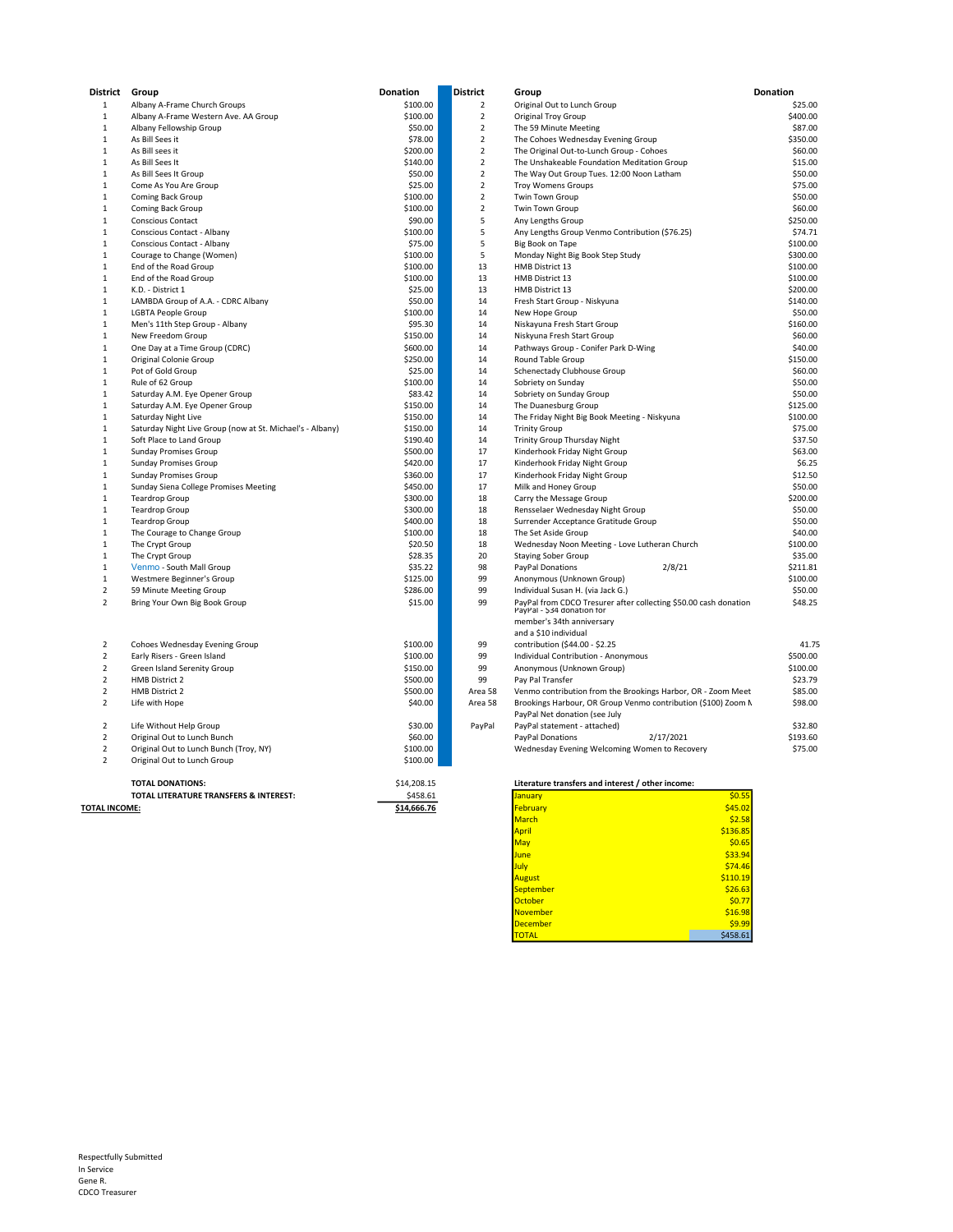| District | Group | Donation |
|---|---|---|
| 1 | Albany A-Frame Church Groups | $100.00 |
| 1 | Albany A-Frame Western Ave. AA Group | $100.00 |
| 1 | Albany Fellowship Group | $50.00 |
| 1 | As Bill Sees it | $78.00 |
| 1 | As Bill sees it | $200.00 |
| 1 | As Bill Sees It | $140.00 |
| 1 | As Bill Sees It Group | $50.00 |
| 1 | Come As You Are Group | $25.00 |
| 1 | Coming Back Group | $100.00 |
| 1 | Coming Back Group | $100.00 |
| 1 | Conscious Contact | $90.00 |
| 1 | Conscious Contact - Albany | $100.00 |
| 1 | Conscious Contact - Albany | $75.00 |
| 1 | Courage to Change (Women) | $100.00 |
| 1 | End of the Road Group | $100.00 |
| 1 | End of the Road Group | $100.00 |
| 1 | K.D. - District 1 | $25.00 |
| 1 | LAMBDA Group of A.A. - CDRC Albany | $50.00 |
| 1 | LGBTA People Group | $100.00 |
| 1 | Men's 11th Step Group - Albany | $95.30 |
| 1 | New Freedom Group | $150.00 |
| 1 | One Day at a Time Group (CDRC) | $600.00 |
| 1 | Original Colonie Group | $250.00 |
| 1 | Pot of Gold Group | $25.00 |
| 1 | Rule of 62 Group | $100.00 |
| 1 | Saturday A.M. Eye Opener Group | $83.42 |
| 1 | Saturday A.M. Eye Opener Group | $150.00 |
| 1 | Saturday Night Live | $150.00 |
| 1 | Saturday Night Live Group (now at St. Michael's - Albany) | $150.00 |
| 1 | Soft Place to Land Group | $190.40 |
| 1 | Sunday Promises Group | $500.00 |
| 1 | Sunday Promises Group | $420.00 |
| 1 | Sunday Promises Group | $360.00 |
| 1 | Sunday Siena College Promises Meeting | $450.00 |
| 1 | Teardrop Group | $300.00 |
| 1 | Teardrop Group | $300.00 |
| 1 | Teardrop Group | $400.00 |
| 1 | The Courage to Change Group | $100.00 |
| 1 | The Crypt Group | $20.50 |
| 1 | The Crypt Group | $28.35 |
| 1 | Venmo - South Mall Group | $35.22 |
| 1 | Westmere Beginner's Group | $125.00 |
| 2 | 59 Minute Meeting Group | $286.00 |
| 2 | Bring Your Own Big Book Group | $15.00 |
| 2 | Cohoes Wednesday Evening Group | $100.00 |
| 2 | Early Risers - Green Island | $100.00 |
| 2 | Green Island Serenity Group | $150.00 |
| 2 | HMB District 2 | $500.00 |
| 2 | HMB District 2 | $500.00 |
| 2 | Life with Hope | $40.00 |
| 2 | Life Without Help Group | $30.00 |
| 2 | Original Out to Lunch Bunch | $60.00 |
| 2 | Original Out to Lunch Bunch (Troy, NY) | $100.00 |
| 2 | Original Out to Lunch Group | $100.00 |
| | **TOTAL DONATIONS:** | $14,208.15 |
| | **TOTAL LITERATURE TRANSFERS & INTEREST:** | $458.61 |
| **TOTAL INCOME:** | | **$14,666.76** |

| District | Group | Donation |
|---|---|---|
| 2 | Original Out to Lunch Group | $25.00 |
| 2 | Original Troy Group | $400.00 |
| 2 | The 59 Minute Meeting | $87.00 |
| 2 | The Cohoes Wednesday Evening Group | $350.00 |
| 2 | The Original Out-to-Lunch Group - Cohoes | $60.00 |
| 2 | The Unshakeable Foundation Meditation Group | $15.00 |
| 2 | The Way Out Group Tues. 12:00 Noon Latham | $50.00 |
| 2 | Troy Womens Groups | $75.00 |
| 2 | Twin Town Group | $50.00 |
| 2 | Twin Town Group | $60.00 |
| 5 | Any Lengths Group | $250.00 |
| 5 | Any Lengths Group Venmo Contribution ($76.25) | $74.71 |
| 5 | Big Book on Tape | $100.00 |
| 5 | Monday Night Big Book Step Study | $300.00 |
| 13 | HMB District 13 | $100.00 |
| 13 | HMB District 13 | $100.00 |
| 13 | HMB District 13 | $200.00 |
| 14 | Fresh Start Group - Niskyuna | $140.00 |
| 14 | New Hope Group | $50.00 |
| 14 | Niskayuna Fresh Start Group | $160.00 |
| 14 | Niskyuna Fresh Start Group | $60.00 |
| 14 | Pathways Group - Conifer Park D-Wing | $40.00 |
| 14 | Round Table Group | $150.00 |
| 14 | Schenectady Clubhouse Group | $60.00 |
| 14 | Sobriety on Sunday | $50.00 |
| 14 | Sobriety on Sunday Group | $50.00 |
| 14 | The Duanesburg Group | $125.00 |
| 14 | The Friday Night Big Book Meeting - Niskyuna | $100.00 |
| 14 | Trinity Group | $75.00 |
| 14 | Trinity Group Thursday Night | $37.50 |
| 17 | Kinderhook Friday Night Group | $63.00 |
| 17 | Kinderhook Friday Night Group | $6.25 |
| 17 | Kinderhook Friday Night Group | $12.50 |
| 17 | Milk and Honey Group | $50.00 |
| 18 | Carry the Message Group | $200.00 |
| 18 | Rensselaer Wednesday Night Group | $50.00 |
| 18 | Surrender Acceptance Gratitude Group | $50.00 |
| 18 | The Set Aside Group | $40.00 |
| 18 | Wednesday Noon Meeting - Love Lutheran Church | $100.00 |
| 20 | Staying Sober Group | $35.00 |
| 98 | PayPal Donations 2/8/21 | $211.81 |
| 99 | Anonymous (Unknown Group) | $100.00 |
| 99 | Individual Susan H. (via Jack G.) | $50.00 |
| 99 | PayPal from CDCO Tresurer after collecting $50.00 cash donation | $48.25 |
| 99 | PayPal - $34 donation for member's 34th anniversary and a $10 individual contribution ($44.00 - $2.25 | 41.75 |
| 99 | Individual Contribution - Anonymous | $500.00 |
| 99 | Anonymous (Unknown Group) | $100.00 |
| 99 | Pay Pal Transfer | $23.79 |
| Area 58 | Venmo contribution from the Brookings Harbor, OR - Zoom Meet | $85.00 |
| Area 58 | Brookings Harbour, OR Group Venmo contribution ($100) Zoom M | $98.00 |
| PayPal | PayPal Net donation (see July PayPal statement - attached) | $32.80 |
| | PayPal Donations 2/17/2021 | $193.60 |
| | Wednesday Evening Welcoming Women to Recovery | $75.00 |

**Literature transfers and interest / other income:**

| Month | Amount |
|---|---|
| January | $0.55 |
| February | $45.02 |
| March | $2.58 |
| April | $136.85 |
| May | $0.65 |
| June | $33.94 |
| July | $74.46 |
| August | $110.19 |
| September | $26.63 |
| October | $0.77 |
| November | $16.98 |
| December | $9.99 |
| TOTAL | $458.61 |

Respectfully Submitted
In Service
Gene R.
CDCO Treasurer